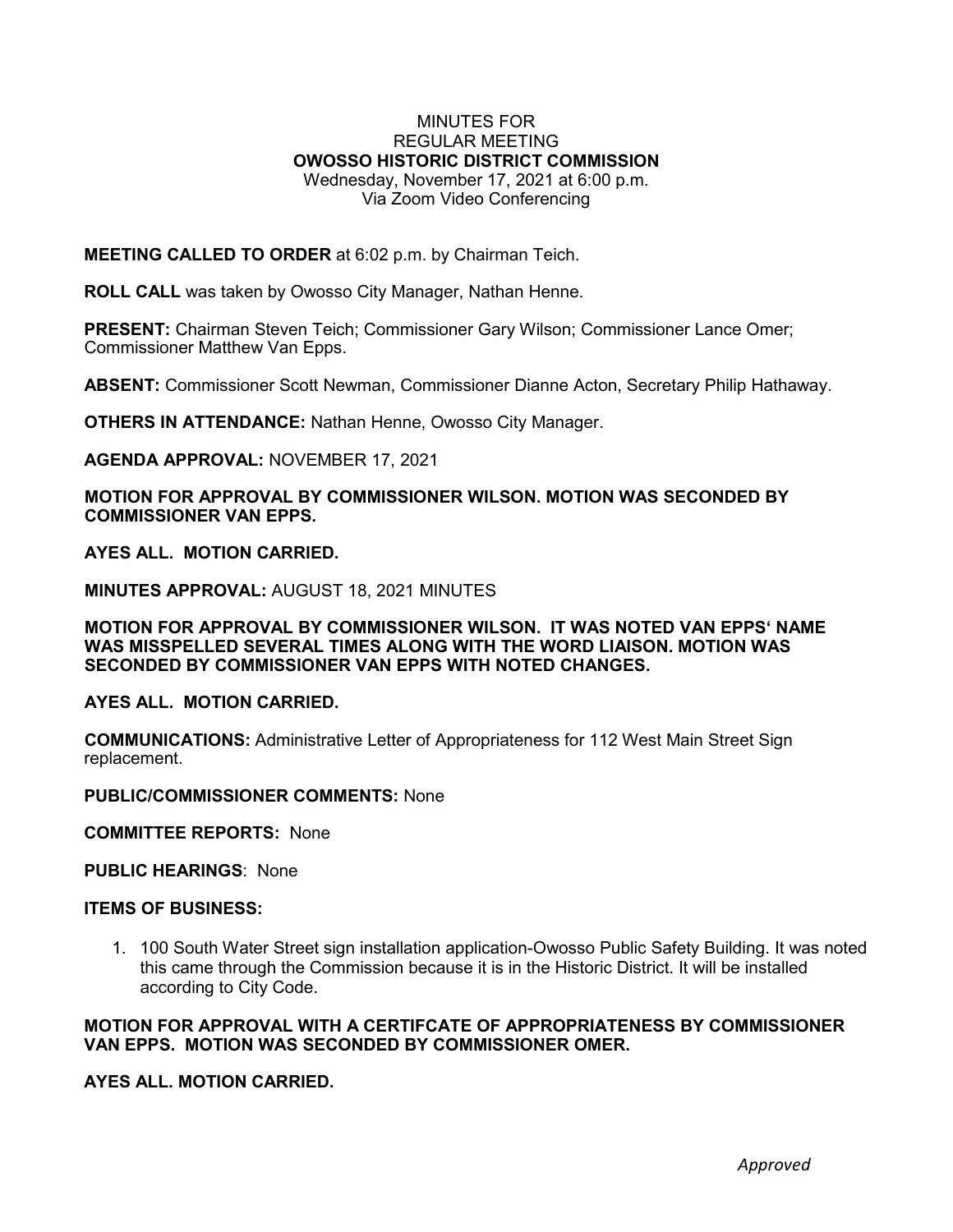MINUTES FOR
REGULAR MEETING
**OWOSSO HISTORIC DISTRICT COMMISSION**
Wednesday, November 17, 2021 at 6:00 p.m.
Via Zoom Video Conferencing

**MEETING CALLED TO ORDER** at 6:02 p.m. by Chairman Teich.

**ROLL CALL** was taken by Owosso City Manager, Nathan Henne.

**PRESENT:** Chairman Steven Teich; Commissioner Gary Wilson; Commissioner Lance Omer; Commissioner Matthew Van Epps.

**ABSENT:** Commissioner Scott Newman, Commissioner Dianne Acton, Secretary Philip Hathaway.

**OTHERS IN ATTENDANCE:** Nathan Henne, Owosso City Manager.

**AGENDA APPROVAL:** NOVEMBER 17, 2021

**MOTION FOR APPROVAL BY COMMISSIONER WILSON. MOTION WAS SECONDED BY COMMISSIONER VAN EPPS.**

**AYES ALL. MOTION CARRIED.**

**MINUTES APPROVAL:** AUGUST 18, 2021 MINUTES

**MOTION FOR APPROVAL BY COMMISSIONER WILSON. IT WAS NOTED VAN EPPS' NAME WAS MISSPELLED SEVERAL TIMES ALONG WITH THE WORD LIAISON. MOTION WAS SECONDED BY COMMISSIONER VAN EPPS WITH NOTED CHANGES.**

**AYES ALL. MOTION CARRIED.**

**COMMUNICATIONS:** Administrative Letter of Appropriateness for 112 West Main Street Sign replacement.

**PUBLIC/COMMISSIONER COMMENTS:** None

**COMMITTEE REPORTS:** None

**PUBLIC HEARINGS**: None

**ITEMS OF BUSINESS:**

1. 100 South Water Street sign installation application-Owosso Public Safety Building. It was noted this came through the Commission because it is in the Historic District. It will be installed according to City Code.

**MOTION FOR APPROVAL WITH A CERTIFCATE OF APPROPRIATENESS BY COMMISSIONER VAN EPPS. MOTION WAS SECONDED BY COMMISSIONER OMER.**

**AYES ALL. MOTION CARRIED.**

*Approved*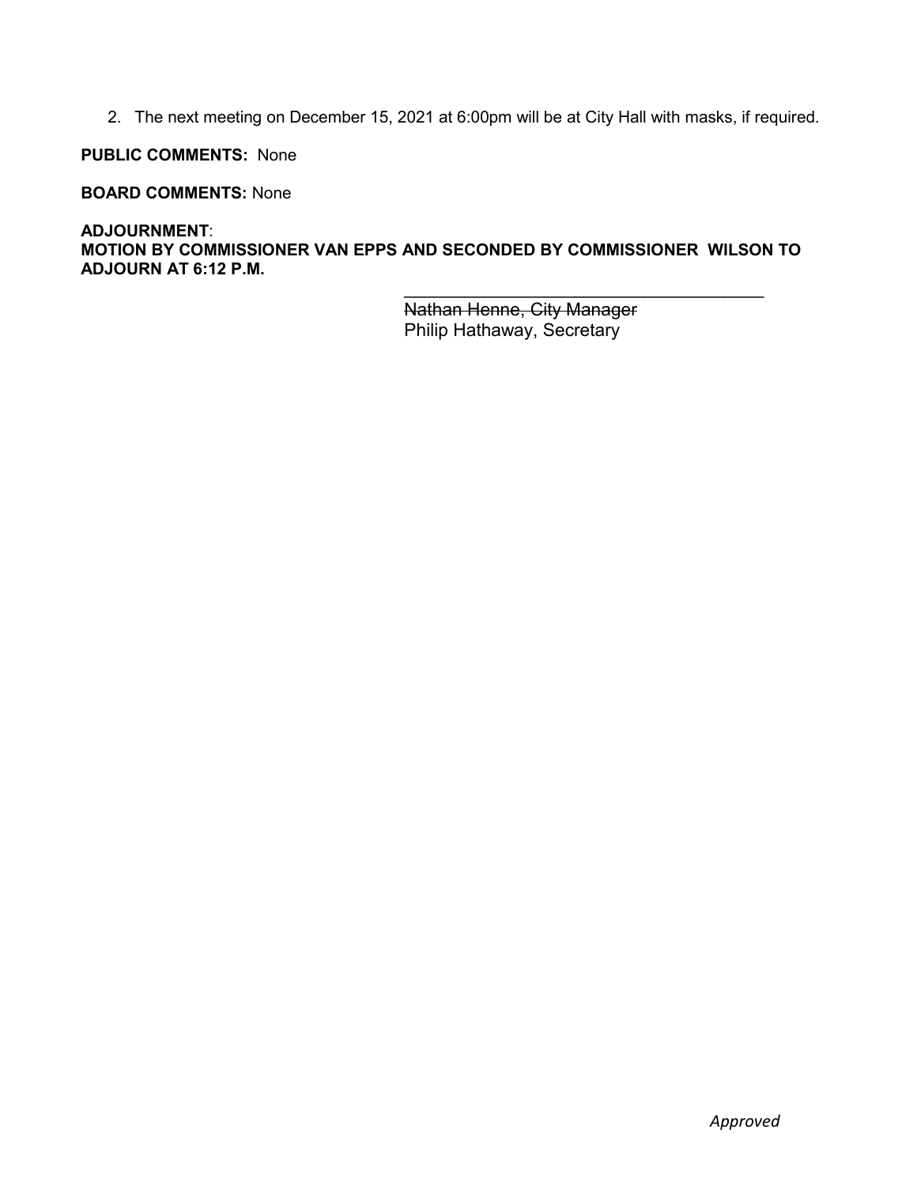2. The next meeting on December 15, 2021 at 6:00pm will be at City Hall with masks, if required.

**PUBLIC COMMENTS:** None

**BOARD COMMENTS:** None

**ADJOURNMENT**:
**MOTION BY COMMISSIONER VAN EPPS AND SECONDED BY COMMISSIONER WILSON TO ADJOURN AT 6:12 P.M.**

\_\_\_\_\_\_\_\_\_\_\_\_\_\_\_\_\_\_\_\_\_\_\_\_\_\_\_\_\_\_\_\_\_\_\_\_\_\_\_\_
~~Nathan Henne, City Manager~~
Philip Hathaway, Secretary

*Approved*